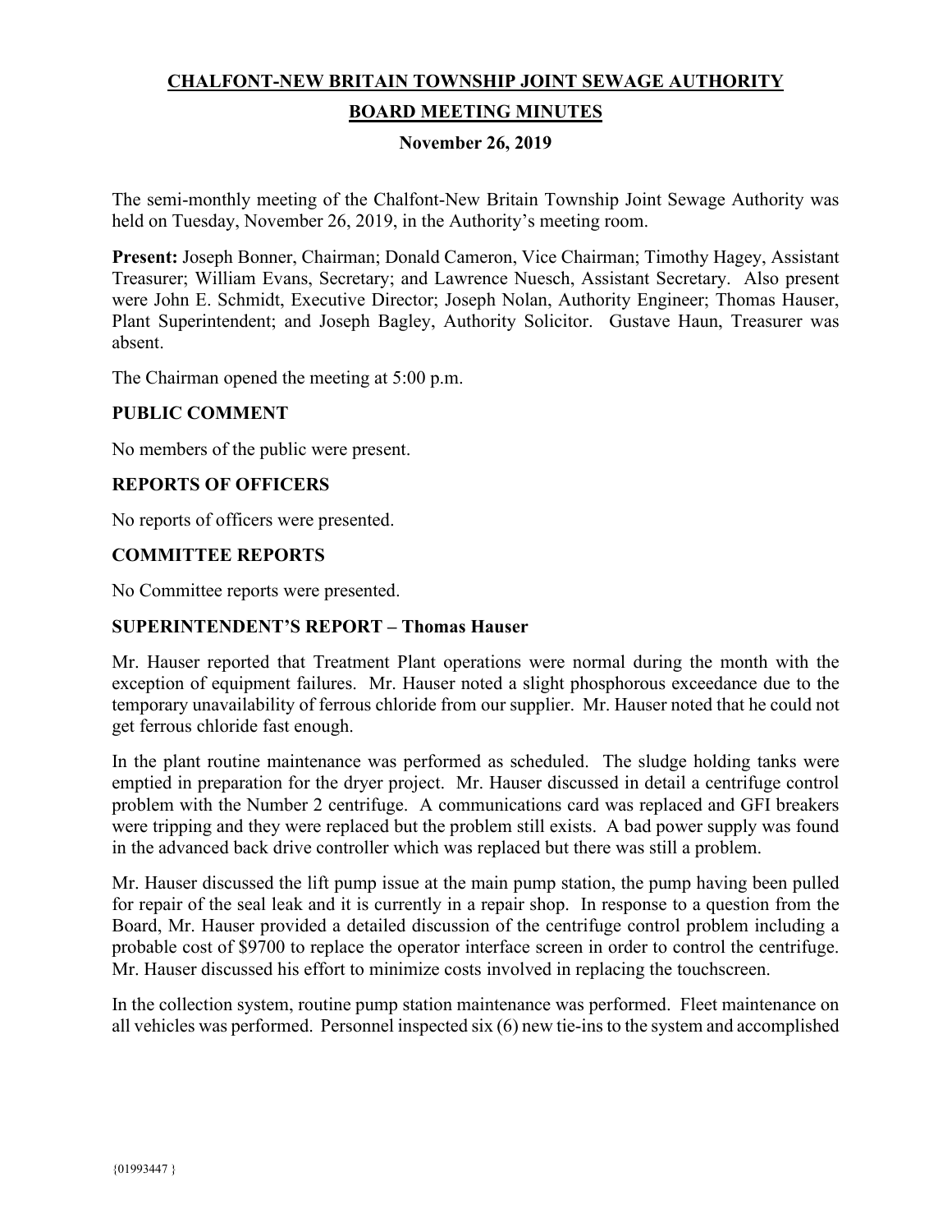# CHALFONT-NEW BRITAIN TOWNSHIP JOINT SEWAGE AUTHORITY

## BOARD MEETING MINUTES

### November 26, 2019

The semi-monthly meeting of the Chalfont-New Britain Township Joint Sewage Authority was held on Tuesday, November 26, 2019, in the Authority's meeting room.

**Present:** Joseph Bonner, Chairman; Donald Cameron, Vice Chairman; Timothy Hagey, Assistant Treasurer; William Evans, Secretary; and Lawrence Nuesch, Assistant Secretary. Also present were John E. Schmidt, Executive Director; Joseph Nolan, Authority Engineer; Thomas Hauser, Plant Superintendent; and Joseph Bagley, Authority Solicitor. Gustave Haun, Treasurer was absent.

The Chairman opened the meeting at 5:00 p.m.

**PUBLIC COMMENT**

No members of the public were present.

**REPORTS OF OFFICERS**

No reports of officers were presented.

**COMMITTEE REPORTS**

No Committee reports were presented.

**SUPERINTENDENT'S REPORT – Thomas Hauser**

Mr. Hauser reported that Treatment Plant operations were normal during the month with the exception of equipment failures. Mr. Hauser noted a slight phosphorous exceedance due to the temporary unavailability of ferrous chloride from our supplier. Mr. Hauser noted that he could not get ferrous chloride fast enough.

In the plant routine maintenance was performed as scheduled. The sludge holding tanks were emptied in preparation for the dryer project. Mr. Hauser discussed in detail a centrifuge control problem with the Number 2 centrifuge. A communications card was replaced and GFI breakers were tripping and they were replaced but the problem still exists. A bad power supply was found in the advanced back drive controller which was replaced but there was still a problem.

Mr. Hauser discussed the lift pump issue at the main pump station, the pump having been pulled for repair of the seal leak and it is currently in a repair shop. In response to a question from the Board, Mr. Hauser provided a detailed discussion of the centrifuge control problem including a probable cost of $9700 to replace the operator interface screen in order to control the centrifuge. Mr. Hauser discussed his effort to minimize costs involved in replacing the touchscreen.

In the collection system, routine pump station maintenance was performed. Fleet maintenance on all vehicles was performed. Personnel inspected six (6) new tie-ins to the system and accomplished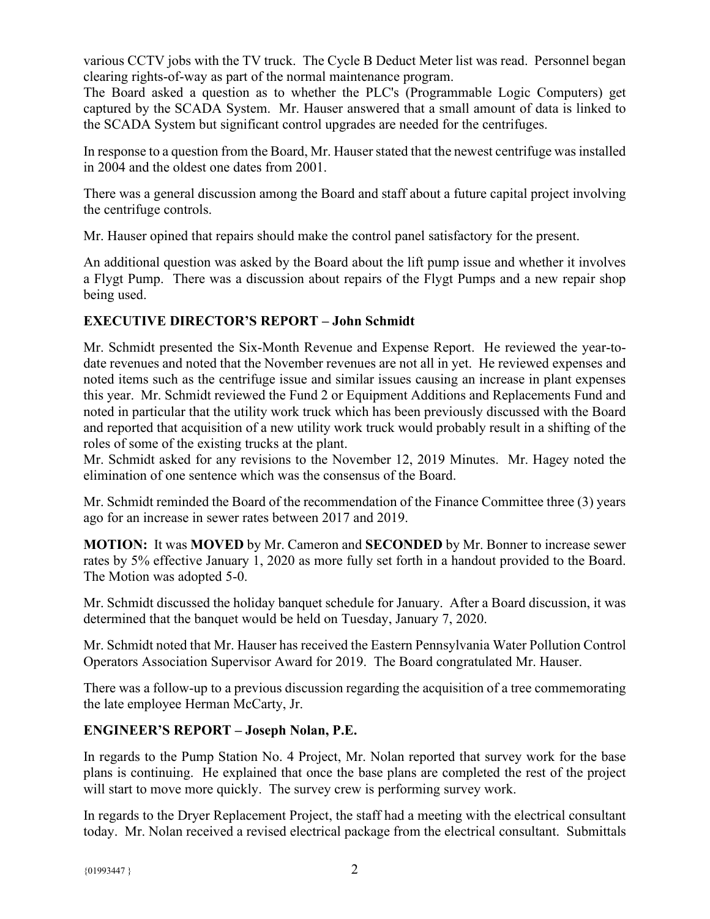various CCTV jobs with the TV truck. The Cycle B Deduct Meter list was read. Personnel began clearing rights-of-way as part of the normal maintenance program.
The Board asked a question as to whether the PLC's (Programmable Logic Computers) get captured by the SCADA System. Mr. Hauser answered that a small amount of data is linked to the SCADA System but significant control upgrades are needed for the centrifuges.

In response to a question from the Board, Mr. Hauser stated that the newest centrifuge was installed in 2004 and the oldest one dates from 2001.

There was a general discussion among the Board and staff about a future capital project involving the centrifuge controls.

Mr. Hauser opined that repairs should make the control panel satisfactory for the present.

An additional question was asked by the Board about the lift pump issue and whether it involves a Flygt Pump. There was a discussion about repairs of the Flygt Pumps and a new repair shop being used.

## EXECUTIVE DIRECTOR'S REPORT – John Schmidt

Mr. Schmidt presented the Six-Month Revenue and Expense Report. He reviewed the year-to-date revenues and noted that the November revenues are not all in yet. He reviewed expenses and noted items such as the centrifuge issue and similar issues causing an increase in plant expenses this year. Mr. Schmidt reviewed the Fund 2 or Equipment Additions and Replacements Fund and noted in particular that the utility work truck which has been previously discussed with the Board and reported that acquisition of a new utility work truck would probably result in a shifting of the roles of some of the existing trucks at the plant.
Mr. Schmidt asked for any revisions to the November 12, 2019 Minutes. Mr. Hagey noted the elimination of one sentence which was the consensus of the Board.

Mr. Schmidt reminded the Board of the recommendation of the Finance Committee three (3) years ago for an increase in sewer rates between 2017 and 2019.

**MOTION:** It was **MOVED** by Mr. Cameron and **SECONDED** by Mr. Bonner to increase sewer rates by 5% effective January 1, 2020 as more fully set forth in a handout provided to the Board. The Motion was adopted 5-0.

Mr. Schmidt discussed the holiday banquet schedule for January. After a Board discussion, it was determined that the banquet would be held on Tuesday, January 7, 2020.

Mr. Schmidt noted that Mr. Hauser has received the Eastern Pennsylvania Water Pollution Control Operators Association Supervisor Award for 2019. The Board congratulated Mr. Hauser.

There was a follow-up to a previous discussion regarding the acquisition of a tree commemorating the late employee Herman McCarty, Jr.

## ENGINEER'S REPORT – Joseph Nolan, P.E.

In regards to the Pump Station No. 4 Project, Mr. Nolan reported that survey work for the base plans is continuing. He explained that once the base plans are completed the rest of the project will start to move more quickly. The survey crew is performing survey work.

In regards to the Dryer Replacement Project, the staff had a meeting with the electrical consultant today. Mr. Nolan received a revised electrical package from the electrical consultant. Submittals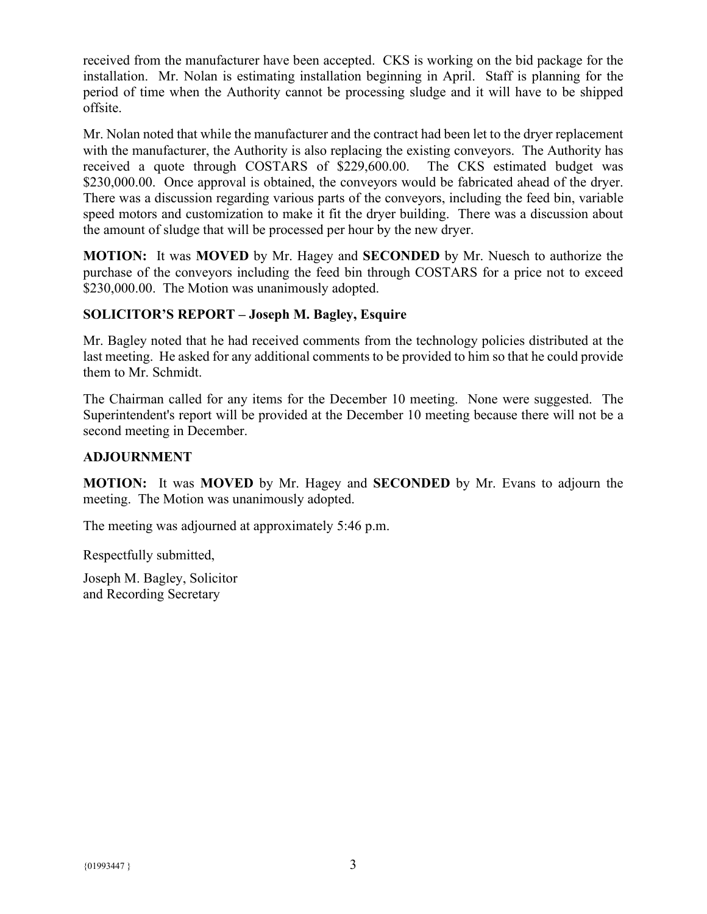received from the manufacturer have been accepted. CKS is working on the bid package for the installation. Mr. Nolan is estimating installation beginning in April. Staff is planning for the period of time when the Authority cannot be processing sludge and it will have to be shipped offsite.

Mr. Nolan noted that while the manufacturer and the contract had been let to the dryer replacement with the manufacturer, the Authority is also replacing the existing conveyors. The Authority has received a quote through COSTARS of $229,600.00. The CKS estimated budget was $230,000.00. Once approval is obtained, the conveyors would be fabricated ahead of the dryer. There was a discussion regarding various parts of the conveyors, including the feed bin, variable speed motors and customization to make it fit the dryer building. There was a discussion about the amount of sludge that will be processed per hour by the new dryer.

**MOTION:** It was **MOVED** by Mr. Hagey and **SECONDED** by Mr. Nuesch to authorize the purchase of the conveyors including the feed bin through COSTARS for a price not to exceed $230,000.00. The Motion was unanimously adopted.

## SOLICITOR'S REPORT – Joseph M. Bagley, Esquire

Mr. Bagley noted that he had received comments from the technology policies distributed at the last meeting. He asked for any additional comments to be provided to him so that he could provide them to Mr. Schmidt.

The Chairman called for any items for the December 10 meeting. None were suggested. The Superintendent's report will be provided at the December 10 meeting because there will not be a second meeting in December.

## ADJOURNMENT

**MOTION:** It was **MOVED** by Mr. Hagey and **SECONDED** by Mr. Evans to adjourn the meeting. The Motion was unanimously adopted.

The meeting was adjourned at approximately 5:46 p.m.

Respectfully submitted,

Joseph M. Bagley, Solicitor
and Recording Secretary

{01993447 }